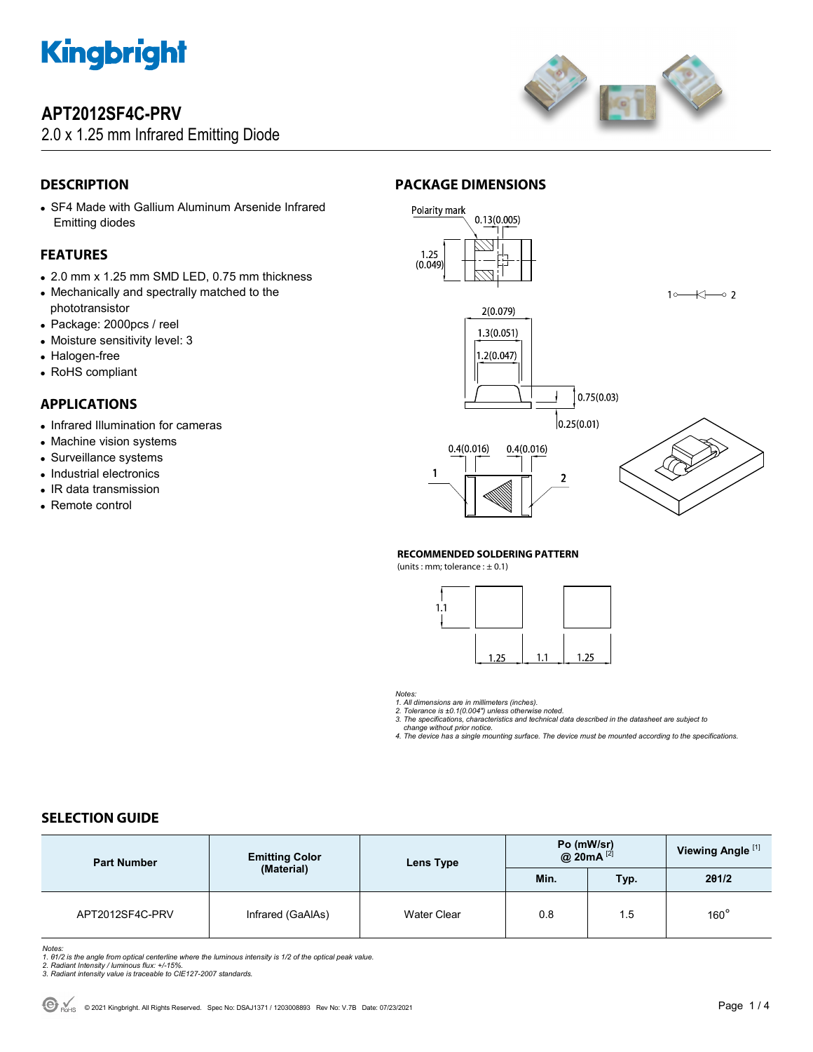# APT2012SF4C-PRV

2.0 x 1.25 mm Infrared Emitting Diode

## DESCRIPTION

- SF4 Made with Gallium Aluminum Arsenide Infrared Emitting diodes

## FEATURES

- 2.0 mm x 1.25 mm SMD LED, 0.75 mm thickness
- Mechanically and spectrally matched to the phototransistor
- Package: 2000pcs / reel
- Moisture sensitivity level: 3
- Halogen-free
- RoHS compliant

## APPLICATIONS

- Infrared Illumination for cameras
- Machine vision systems
- Surveillance systems
- Industrial electronics
- IR data transmission
- Remote control

## PACKAGE DIMENSIONS

Polarity mark
0.13(0.005)
1.25 (0.049)
2(0.079)
1.3(0.051)
1.2(0.047)
0.75(0.03)
0.25(0.01)
0.4(0.016)
0.4(0.016)
1
2

### RECOMMENDED SOLDERING PATTERN

(units : mm; tolerance : ± 0.1)

1.1
1.25
1.1
1.25

*Notes:*
*1. All dimensions are in millimeters (inches).*
*2. Tolerance is ±0.1(0.004") unless otherwise noted.*
*3. The specifications, characteristics and technical data described in the datasheet are subject to change without prior notice.*
*4. The device has a single mounting surface. The device must be mounted according to the specifications.*

## SELECTION GUIDE

| Part Number | Emitting Color (Material) | Lens Type | Po (mW/sr) @ 20mA [2] | | Viewing Angle [1] |
|---|---|---|---|---|---|
| | | | Min. | Typ. | 2θ1/2 |
| APT2012SF4C-PRV | Infrared (GaAlAs) | Water Clear | 0.8 | 1.5 | 160° |

*Notes:*
*1. θ1/2 is the angle from optical centerline where the luminous intensity is 1/2 of the optical peak value.*
*2. Radiant Intensity / luminous flux: +/-15%.*
*3. Radiant intensity value is traceable to CIE127-2007 standards.*

© 2021 Kingbright. All Rights Reserved. Spec No: DSAJ1371 / 1203008893 Rev No: V.7B Date: 07/23/2021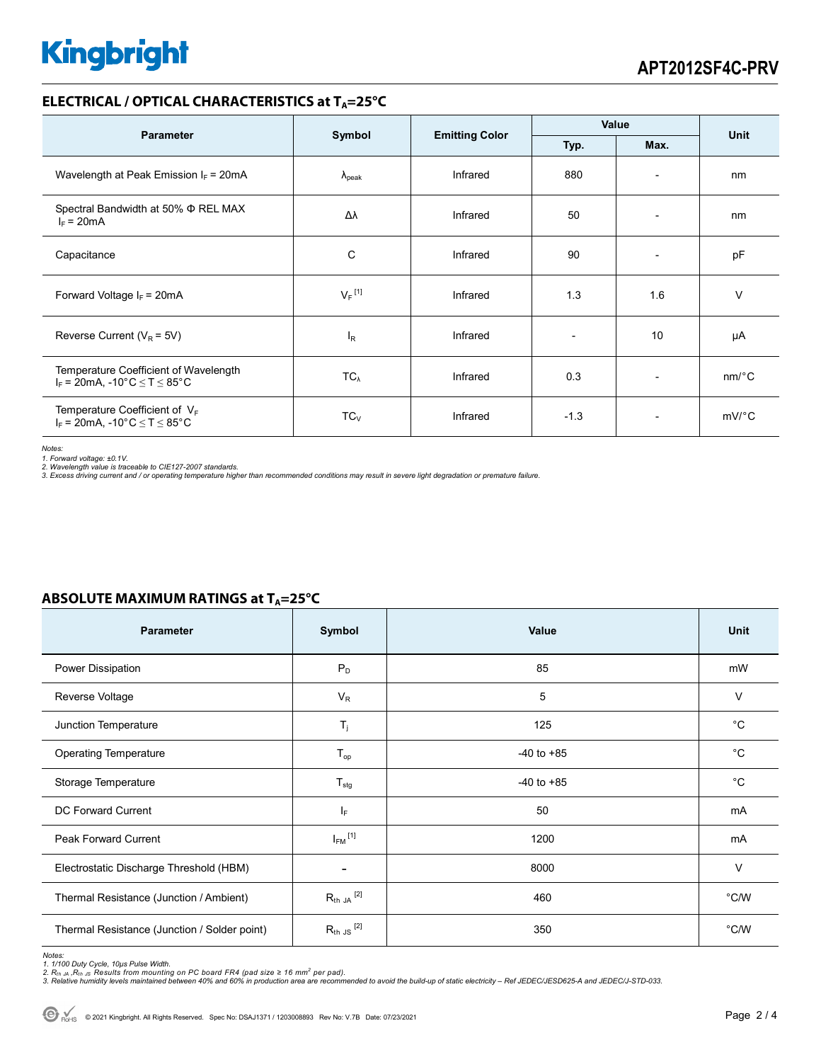## ELECTRICAL / OPTICAL CHARACTERISTICS at $T_A$=25°C

| Parameter | Symbol | Emitting Color | Value | | Unit |
|---|---|---|---|---|---|
| | | | Typ. | Max. | |
| Wavelength at Peak Emission $I_F$ = 20mA | $\lambda_{peak}$ | Infrared | 880 | - | nm |
| Spectral Bandwidth at 50% Φ REL MAX $I_F$ = 20mA | Δλ | Infrared | 50 | - | nm |
| Capacitance | C | Infrared | 90 | - | pF |
| Forward Voltage $I_F$ = 20mA | $V_F$ [1] | Infrared | 1.3 | 1.6 | V |
| Reverse Current ($V_R$ = 5V) | $I_R$ | Infrared | - | 10 | μA |
| Temperature Coefficient of Wavelength $I_F$ = 20mA, -10°C ≤ T ≤ 85°C | $TC_\lambda$ | Infrared | 0.3 | - | nm/°C |
| Temperature Coefficient of $V_F$ $I_F$ = 20mA, -10°C ≤ T ≤ 85°C | $TC_V$ | Infrared | -1.3 | - | mV/°C |

*Notes:*
*1. Forward voltage: ±0.1V.*
*2. Wavelength value is traceable to CIE127-2007 standards.*
*3. Excess driving current and / or operating temperature higher than recommended conditions may result in severe light degradation or premature failure.*

## ABSOLUTE MAXIMUM RATINGS at $T_A$=25°C

| Parameter | Symbol | Value | Unit |
|---|---|---|---|
| Power Dissipation | $P_D$ | 85 | mW |
| Reverse Voltage | $V_R$ | 5 | V |
| Junction Temperature | $T_j$ | 125 | °C |
| Operating Temperature | $T_{op}$ | -40 to +85 | °C |
| Storage Temperature | $T_{stg}$ | -40 to +85 | °C |
| DC Forward Current | $I_F$ | 50 | mA |
| Peak Forward Current | $I_{FM}$ [1] | 1200 | mA |
| Electrostatic Discharge Threshold (HBM) | - | 8000 | V |
| Thermal Resistance (Junction / Ambient) | $R_{th\ JA}$ [2] | 460 | °C/W |
| Thermal Resistance (Junction / Solder point) | $R_{th\ JS}$ [2] | 350 | °C/W |

*Notes:*
*1. 1/100 Duty Cycle, 10μs Pulse Width.*
*2. $R_{th\ JA}$ ,$R_{th\ JS}$ Results from mounting on PC board FR4 (pad size ≥ 16 $mm^2$ per pad).*
*3. Relative humidity levels maintained between 40% and 60% in production area are recommended to avoid the build-up of static electricity – Ref JEDEC/JESD625-A and JEDEC/J-STD-033.*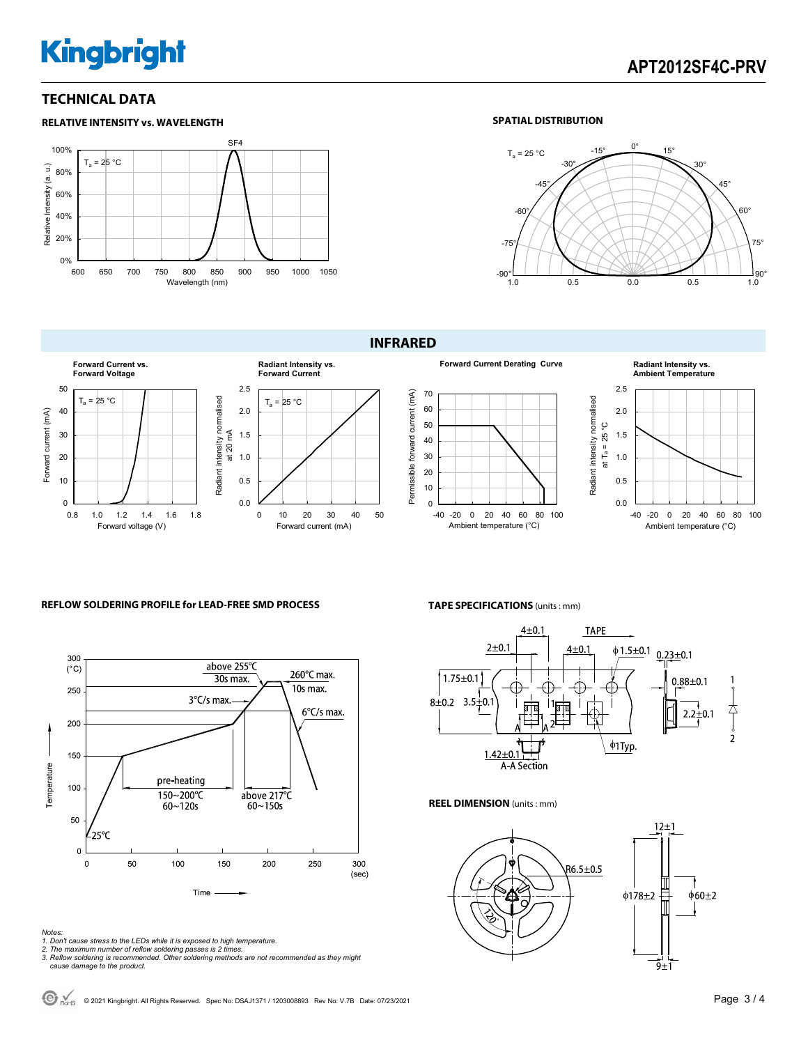## TECHNICAL DATA

### RELATIVE INTENSITY vs. WAVELENGTH

### SPATIAL DISTRIBUTION

## INFRARED

**Forward Current vs. Forward Voltage**

**Radiant Intensity vs. Forward Current**

**Forward Current Derating Curve**

**Radiant Intensity vs. Ambient Temperature**

### REFLOW SOLDERING PROFILE for LEAD-FREE SMD PROCESS

### TAPE SPECIFICATIONS (units : mm)

### REEL DIMENSION (units : mm)

*Notes:*

*1. Don't cause stress to the LEDs while it is exposed to high temperature.*

*2. The maximum number of reflow soldering passes is 2 times.*

*3. Reflow soldering is recommended. Other soldering methods are not recommended as they might cause damage to the product.*

© 2021 Kingbright. All Rights Reserved. Spec No: DSAJ1371 / 1203008893 Rev No: V.7B Date: 07/23/2021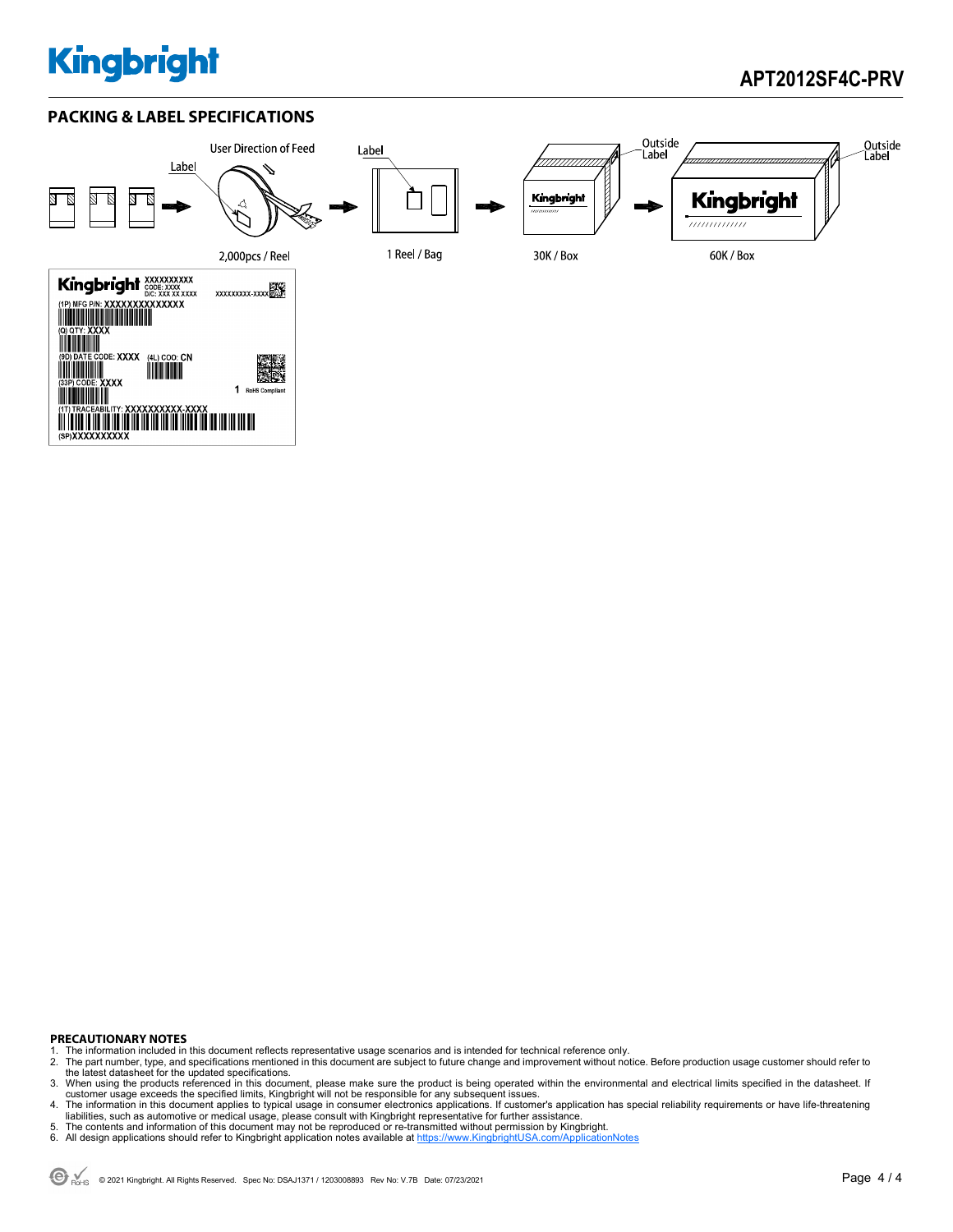## PACKING & LABEL SPECIFICATIONS

Label

User Direction of Feed

Label

Outside Label

Outside Label

2,000pcs / Reel

1 Reel / Bag

30K / Box

60K / Box

Kingbright XXXXXXXXXX CODE: XXXX D/C: XXX XX XXXX XXXXXXXXX-XXXX

(1P) MFG P/N: XXXXXXXXXXXXXX

(Q) QTY: XXXX

(9D) DATE CODE: XXXX (4L) COO: CN

(33P) CODE: XXXX 1 RoHS Compliant

(1T) TRACEABILITY: XXXXXXXXXX-XXXX

(SP)XXXXXXXXXX

**PRECAUTIONARY NOTES**

1. The information included in this document reflects representative usage scenarios and is intended for technical reference only.
2. The part number, type, and specifications mentioned in this document are subject to future change and improvement without notice. Before production usage customer should refer to the latest datasheet for the updated specifications.
3. When using the products referenced in this document, please make sure the product is being operated within the environmental and electrical limits specified in the datasheet. If customer usage exceeds the specified limits, Kingbright will not be responsible for any subsequent issues.
4. The information in this document applies to typical usage in consumer electronics applications. If customer's application has special reliability requirements or have life-threatening liabilities, such as automotive or medical usage, please consult with Kingbright representative for further assistance.
5. The contents and information of this document may not be reproduced or re-transmitted without permission by Kingbright.
6. All design applications should refer to Kingbright application notes available at https://www.KingbrightUSA.com/ApplicationNotes

© 2021 Kingbright. All Rights Reserved. Spec No: DSAJ1371 / 1203008893 Rev No: V.7B Date: 07/23/2021